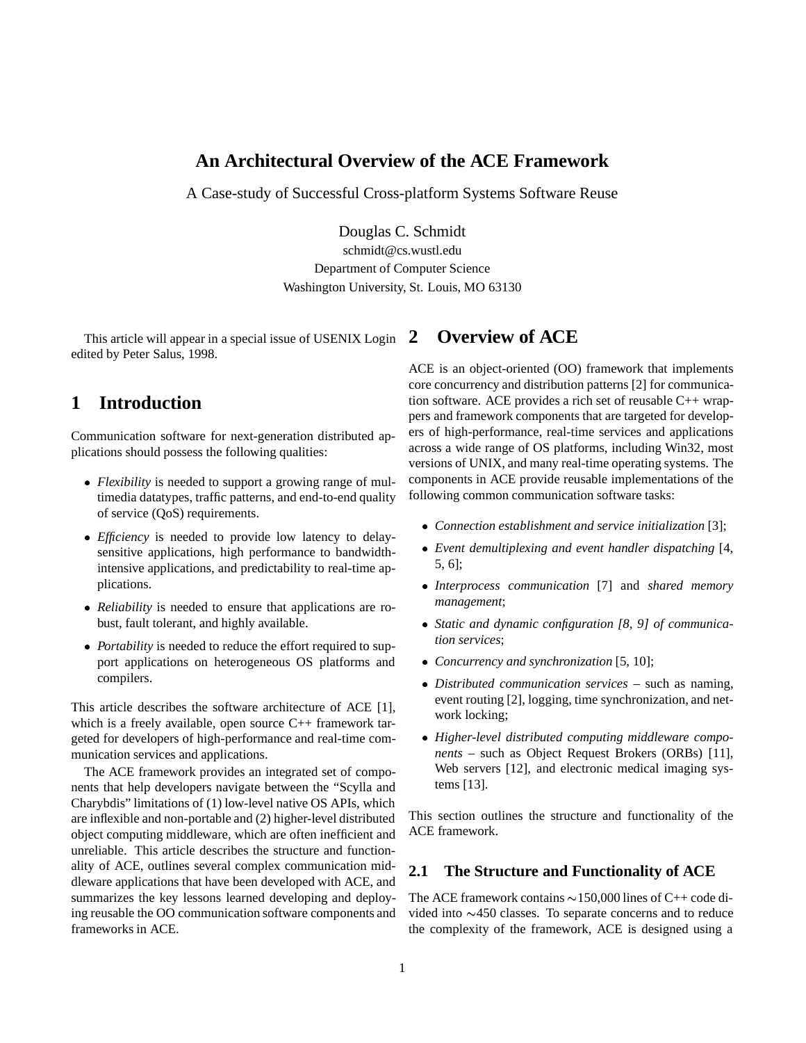# An Architectural Overview of the ACE Framework

A Case-study of Successful Cross-platform Systems Software Reuse

Douglas C. Schmidt
schmidt@cs.wustl.edu
Department of Computer Science
Washington University, St. Louis, MO 63130

This article will appear in a special issue of USENIX Login edited by Peter Salus, 1998.

## 1 Introduction

Communication software for next-generation distributed applications should possess the following qualities:

- *Flexibility* is needed to support a growing range of multimedia datatypes, traffic patterns, and end-to-end quality of service (QoS) requirements.
- *Efficiency* is needed to provide low latency to delay-sensitive applications, high performance to bandwidth-intensive applications, and predictability to real-time applications.
- *Reliability* is needed to ensure that applications are robust, fault tolerant, and highly available.
- *Portability* is needed to reduce the effort required to support applications on heterogeneous OS platforms and compilers.

This article describes the software architecture of ACE [1], which is a freely available, open source C++ framework targeted for developers of high-performance and real-time communication services and applications.

The ACE framework provides an integrated set of components that help developers navigate between the "Scylla and Charybdis" limitations of (1) low-level native OS APIs, which are inflexible and non-portable and (2) higher-level distributed object computing middleware, which are often inefficient and unreliable. This article describes the structure and functionality of ACE, outlines several complex communication middleware applications that have been developed with ACE, and summarizes the key lessons learned developing and deploying reusable the OO communication software components and frameworks in ACE.

## 2 Overview of ACE

ACE is an object-oriented (OO) framework that implements core concurrency and distribution patterns [2] for communication software. ACE provides a rich set of reusable C++ wrappers and framework components that are targeted for developers of high-performance, real-time services and applications across a wide range of OS platforms, including Win32, most versions of UNIX, and many real-time operating systems. The components in ACE provide reusable implementations of the following common communication software tasks:

- *Connection establishment and service initialization* [3];
- *Event demultiplexing and event handler dispatching* [4, 5, 6];
- *Interprocess communication* [7] and *shared memory management*;
- *Static and dynamic configuration [8, 9] of communication services*;
- *Concurrency and synchronization* [5, 10];
- *Distributed communication services* – such as naming, event routing [2], logging, time synchronization, and network locking;
- *Higher-level distributed computing middleware components* – such as Object Request Brokers (ORBs) [11], Web servers [12], and electronic medical imaging systems [13].

This section outlines the structure and functionality of the ACE framework.

### 2.1 The Structure and Functionality of ACE

The ACE framework contains $\sim$150,000 lines of C++ code divided into $\sim$450 classes. To separate concerns and to reduce the complexity of the framework, ACE is designed using a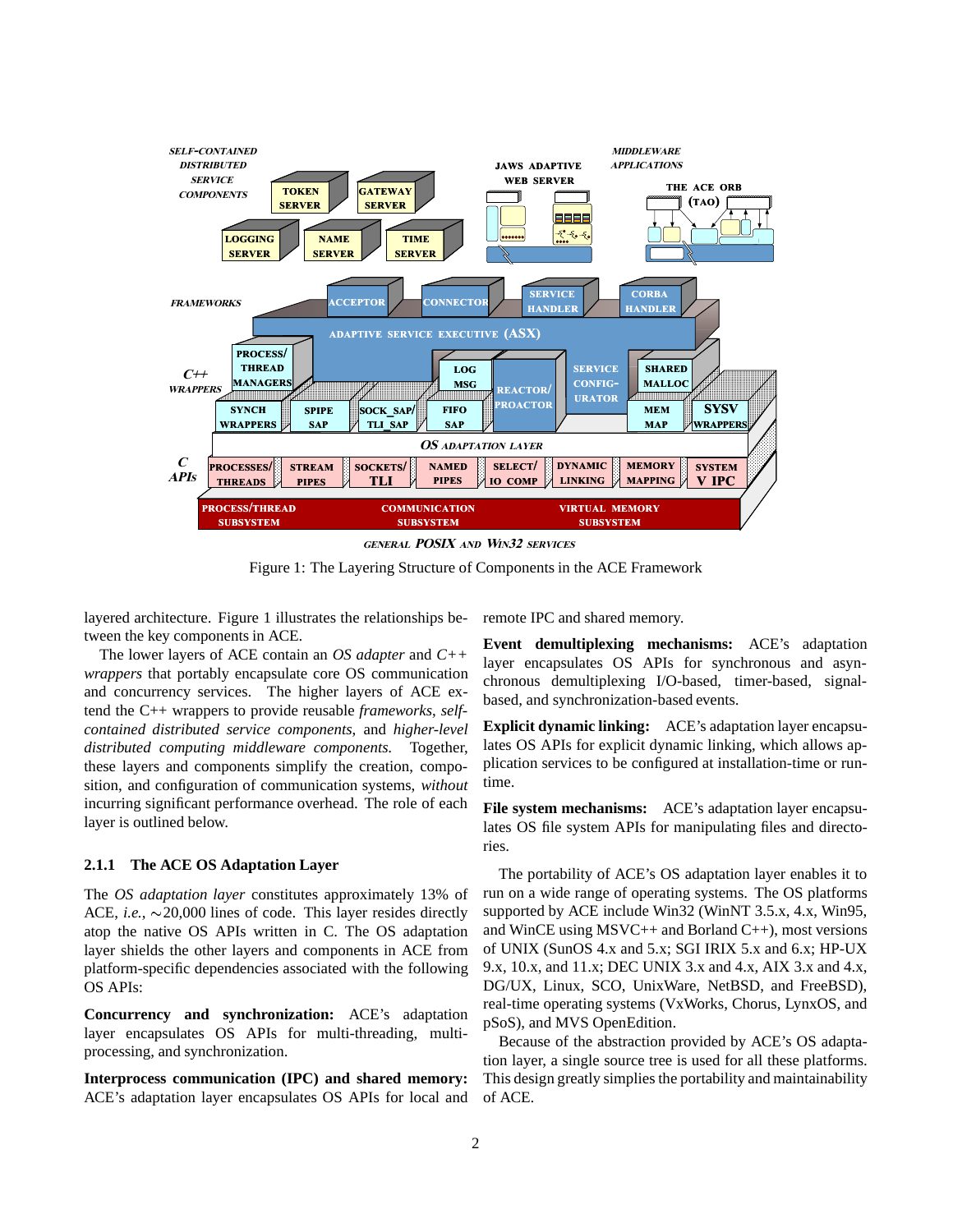Figure 1: The Layering Structure of Components in the ACE Framework

layered architecture. Figure 1 illustrates the relationships between the key components in ACE.

The lower layers of ACE contain an *OS adapter* and *C++ wrappers* that portably encapsulate core OS communication and concurrency services. The higher layers of ACE extend the C++ wrappers to provide reusable *frameworks*, *self-contained distributed service components*, and *higher-level distributed computing middleware components.* Together, these layers and components simplify the creation, composition, and configuration of communication systems, *without* incurring significant performance overhead. The role of each layer is outlined below.

### 2.1.1 The ACE OS Adaptation Layer

The *OS adaptation layer* constitutes approximately 13% of ACE, *i.e.*, ∼20,000 lines of code. This layer resides directly atop the native OS APIs written in C. The OS adaptation layer shields the other layers and components in ACE from platform-specific dependencies associated with the following OS APIs:

**Concurrency and synchronization:** ACE's adaptation layer encapsulates OS APIs for multi-threading, multi-processing, and synchronization.

**Interprocess communication (IPC) and shared memory:** ACE's adaptation layer encapsulates OS APIs for local and remote IPC and shared memory.

**Event demultiplexing mechanisms:** ACE's adaptation layer encapsulates OS APIs for synchronous and asynchronous demultiplexing I/O-based, timer-based, signal-based, and synchronization-based events.

**Explicit dynamic linking:** ACE's adaptation layer encapsulates OS APIs for explicit dynamic linking, which allows application services to be configured at installation-time or run-time.

**File system mechanisms:** ACE's adaptation layer encapsulates OS file system APIs for manipulating files and directories.

The portability of ACE's OS adaptation layer enables it to run on a wide range of operating systems. The OS platforms supported by ACE include Win32 (WinNT 3.5.x, 4.x, Win95, and WinCE using MSVC++ and Borland C++), most versions of UNIX (SunOS 4.x and 5.x; SGI IRIX 5.x and 6.x; HP-UX 9.x, 10.x, and 11.x; DEC UNIX 3.x and 4.x, AIX 3.x and 4.x, DG/UX, Linux, SCO, UnixWare, NetBSD, and FreeBSD), real-time operating systems (VxWorks, Chorus, LynxOS, and pSoS), and MVS OpenEdition.

Because of the abstraction provided by ACE's OS adaptation layer, a single source tree is used for all these platforms. This design greatly simplifies the portability and maintainability of ACE.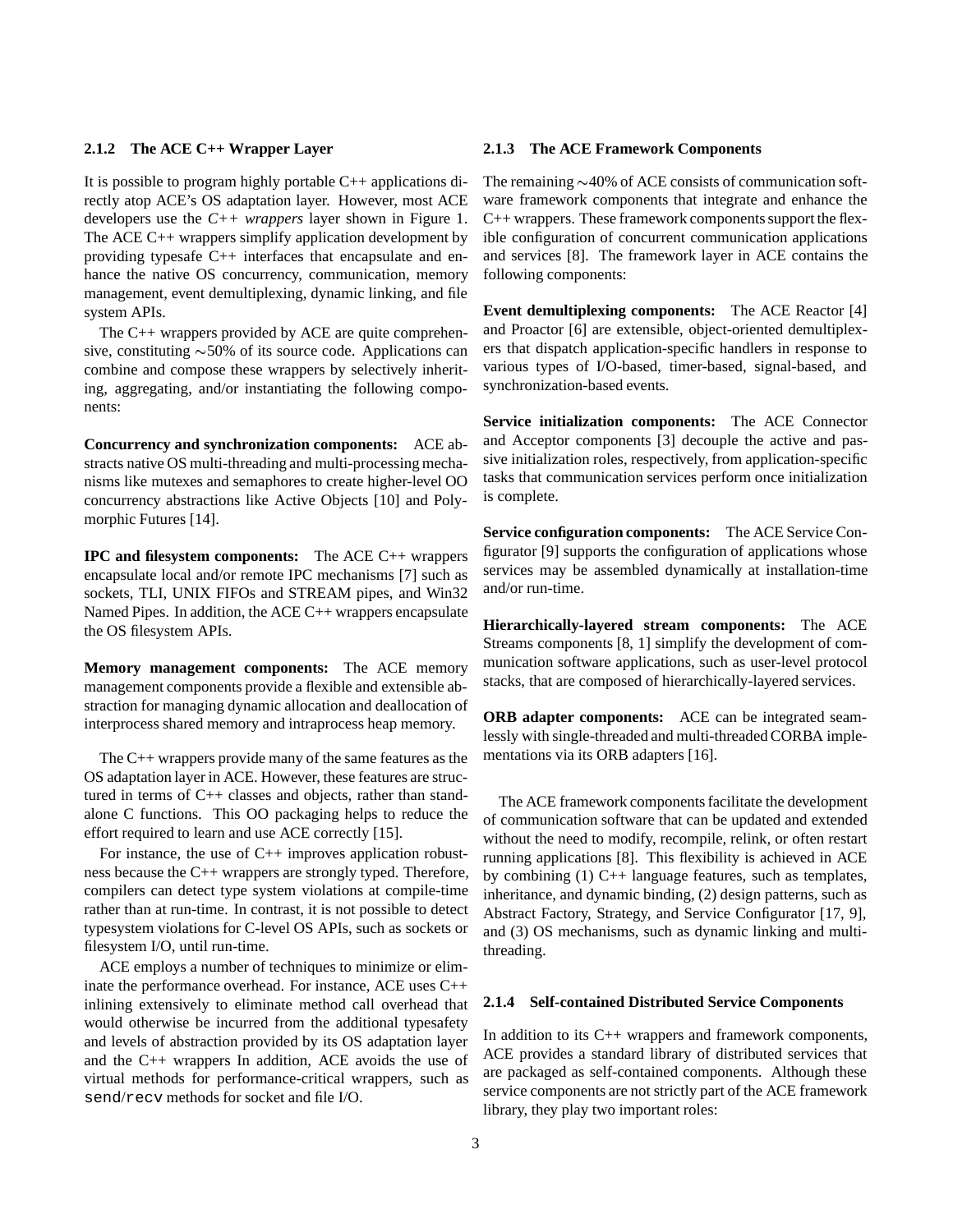#### 2.1.2 The ACE C++ Wrapper Layer

It is possible to program highly portable C++ applications directly atop ACE's OS adaptation layer. However, most ACE developers use the *C++ wrappers* layer shown in Figure 1. The ACE C++ wrappers simplify application development by providing typesafe C++ interfaces that encapsulate and enhance the native OS concurrency, communication, memory management, event demultiplexing, dynamic linking, and file system APIs.

The C++ wrappers provided by ACE are quite comprehensive, constituting ∼50% of its source code. Applications can combine and compose these wrappers by selectively inheriting, aggregating, and/or instantiating the following components:

**Concurrency and synchronization components:** ACE abstracts native OS multi-threading and multi-processing mechanisms like mutexes and semaphores to create higher-level OO concurrency abstractions like Active Objects [10] and Polymorphic Futures [14].

**IPC and filesystem components:** The ACE C++ wrappers encapsulate local and/or remote IPC mechanisms [7] such as sockets, TLI, UNIX FIFOs and STREAM pipes, and Win32 Named Pipes. In addition, the ACE C++ wrappers encapsulate the OS filesystem APIs.

**Memory management components:** The ACE memory management components provide a flexible and extensible abstraction for managing dynamic allocation and deallocation of interprocess shared memory and intraprocess heap memory.

The C++ wrappers provide many of the same features as the OS adaptation layer in ACE. However, these features are structured in terms of C++ classes and objects, rather than standalone C functions. This OO packaging helps to reduce the effort required to learn and use ACE correctly [15].

For instance, the use of C++ improves application robustness because the C++ wrappers are strongly typed. Therefore, compilers can detect type system violations at compile-time rather than at run-time. In contrast, it is not possible to detect typesystem violations for C-level OS APIs, such as sockets or filesystem I/O, until run-time.

ACE employs a number of techniques to minimize or eliminate the performance overhead. For instance, ACE uses C++ inlining extensively to eliminate method call overhead that would otherwise be incurred from the additional typesafety and levels of abstraction provided by its OS adaptation layer and the C++ wrappers In addition, ACE avoids the use of virtual methods for performance-critical wrappers, such as `send`/`recv` methods for socket and file I/O.

#### 2.1.3 The ACE Framework Components

The remaining ∼40% of ACE consists of communication software framework components that integrate and enhance the C++ wrappers. These framework components support the flexible configuration of concurrent communication applications and services [8]. The framework layer in ACE contains the following components:

**Event demultiplexing components:** The ACE Reactor [4] and Proactor [6] are extensible, object-oriented demultiplexers that dispatch application-specific handlers in response to various types of I/O-based, timer-based, signal-based, and synchronization-based events.

**Service initialization components:** The ACE Connector and Acceptor components [3] decouple the active and passive initialization roles, respectively, from application-specific tasks that communication services perform once initialization is complete.

**Service configuration components:** The ACE Service Configurator [9] supports the configuration of applications whose services may be assembled dynamically at installation-time and/or run-time.

**Hierarchically-layered stream components:** The ACE Streams components [8, 1] simplify the development of communication software applications, such as user-level protocol stacks, that are composed of hierarchically-layered services.

**ORB adapter components:** ACE can be integrated seamlessly with single-threaded and multi-threaded CORBA implementations via its ORB adapters [16].

The ACE framework components facilitate the development of communication software that can be updated and extended without the need to modify, recompile, relink, or often restart running applications [8]. This flexibility is achieved in ACE by combining (1) C++ language features, such as templates, inheritance, and dynamic binding, (2) design patterns, such as Abstract Factory, Strategy, and Service Configurator [17, 9], and (3) OS mechanisms, such as dynamic linking and multi-threading.

#### 2.1.4 Self-contained Distributed Service Components

In addition to its C++ wrappers and framework components, ACE provides a standard library of distributed services that are packaged as self-contained components. Although these service components are not strictly part of the ACE framework library, they play two important roles: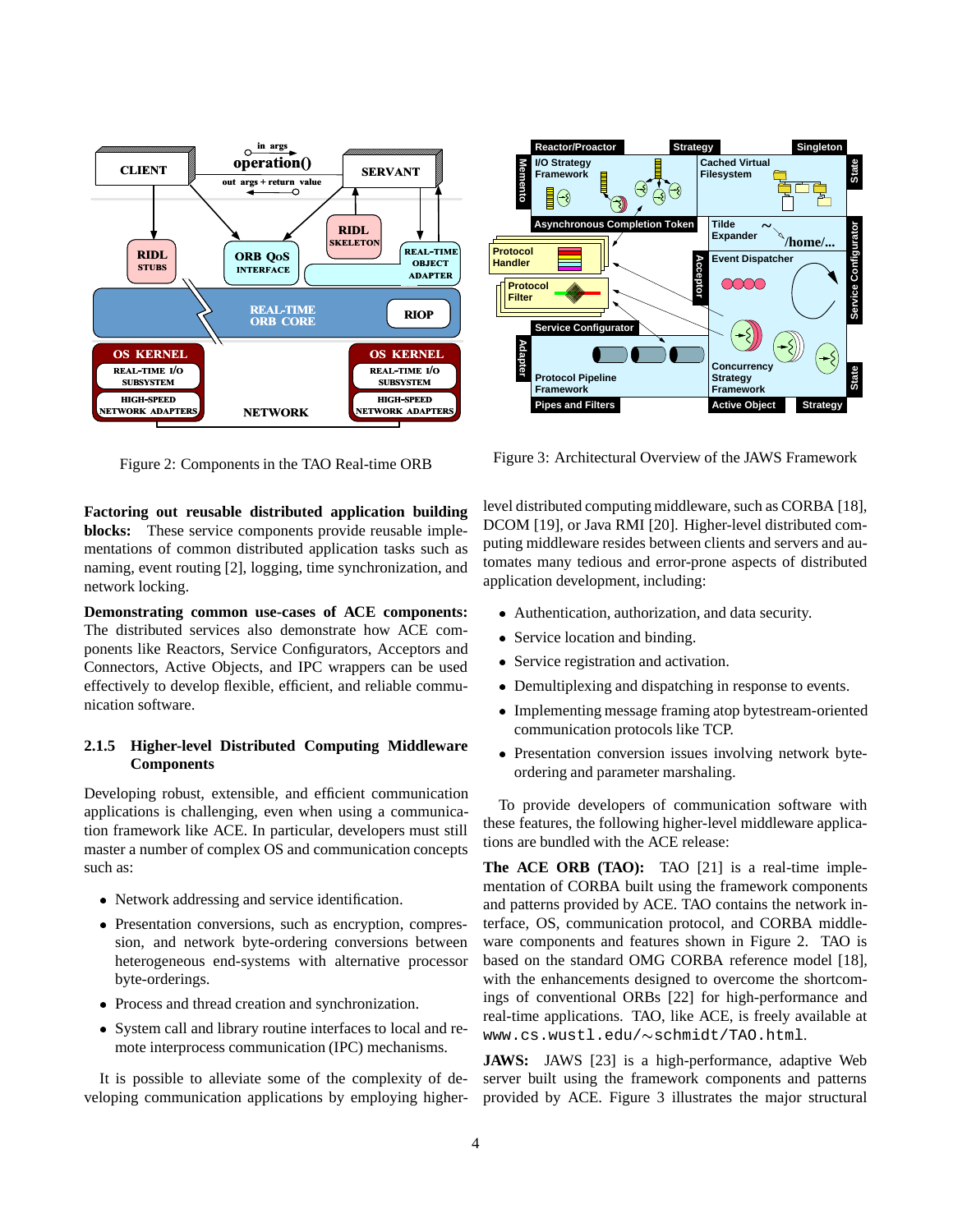Figure 2: Components in the TAO Real-time ORB

Figure 3: Architectural Overview of the JAWS Framework

**Factoring out reusable distributed application building blocks:** These service components provide reusable implementations of common distributed application tasks such as naming, event routing [2], logging, time synchronization, and network locking.

**Demonstrating common use-cases of ACE components:** The distributed services also demonstrate how ACE components like Reactors, Service Configurators, Acceptors and Connectors, Active Objects, and IPC wrappers can be used effectively to develop flexible, efficient, and reliable communication software.

### 2.1.5 Higher-level Distributed Computing Middleware Components

Developing robust, extensible, and efficient communication applications is challenging, even when using a communication framework like ACE. In particular, developers must still master a number of complex OS and communication concepts such as:

- Network addressing and service identification.
- Presentation conversions, such as encryption, compression, and network byte-ordering conversions between heterogeneous end-systems with alternative processor byte-orderings.
- Process and thread creation and synchronization.
- System call and library routine interfaces to local and remote interprocess communication (IPC) mechanisms.

It is possible to alleviate some of the complexity of developing communication applications by employing higher-level distributed computing middleware, such as CORBA [18], DCOM [19], or Java RMI [20]. Higher-level distributed computing middleware resides between clients and servers and automates many tedious and error-prone aspects of distributed application development, including:

- Authentication, authorization, and data security.
- Service location and binding.
- Service registration and activation.
- Demultiplexing and dispatching in response to events.
- Implementing message framing atop bytestream-oriented communication protocols like TCP.
- Presentation conversion issues involving network byte-ordering and parameter marshaling.

To provide developers of communication software with these features, the following higher-level middleware applications are bundled with the ACE release:

**The ACE ORB (TAO):** TAO [21] is a real-time implementation of CORBA built using the framework components and patterns provided by ACE. TAO contains the network interface, OS, communication protocol, and CORBA middleware components and features shown in Figure 2. TAO is based on the standard OMG CORBA reference model [18], with the enhancements designed to overcome the shortcomings of conventional ORBs [22] for high-performance and real-time applications. TAO, like ACE, is freely available at `www.cs.wustl.edu/~schmidt/TAO.html`.

**JAWS:** JAWS [23] is a high-performance, adaptive Web server built using the framework components and patterns provided by ACE. Figure 3 illustrates the major structural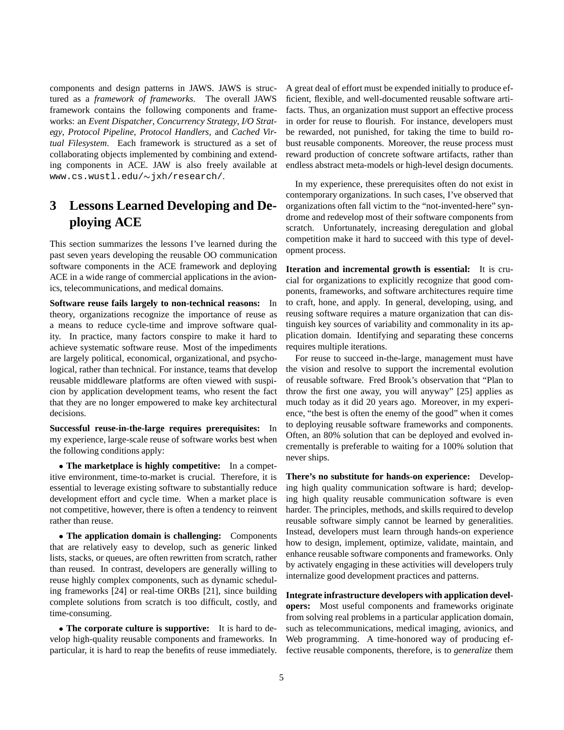components and design patterns in JAWS. JAWS is structured as a *framework of frameworks*. The overall JAWS framework contains the following components and frameworks: an *Event Dispatcher*, *Concurrency Strategy*, *I/O Strategy*, *Protocol Pipeline*, *Protocol Handlers*, and *Cached Virtual Filesystem*. Each framework is structured as a set of collaborating objects implemented by combining and extending components in ACE. JAW is also freely available at `www.cs.wustl.edu/~jxh/research/`.

# 3 Lessons Learned Developing and Deploying ACE

This section summarizes the lessons I've learned during the past seven years developing the reusable OO communication software components in the ACE framework and deploying ACE in a wide range of commercial applications in the avionics, telecommunications, and medical domains.

**Software reuse fails largely to non-technical reasons:** In theory, organizations recognize the importance of reuse as a means to reduce cycle-time and improve software quality. In practice, many factors conspire to make it hard to achieve systematic software reuse. Most of the impediments are largely political, economical, organizational, and psychological, rather than technical. For instance, teams that develop reusable middleware platforms are often viewed with suspicion by application development teams, who resent the fact that they are no longer empowered to make key architectural decisions.

**Successful reuse-in-the-large requires prerequisites:** In my experience, large-scale reuse of software works best when the following conditions apply:

- **The marketplace is highly competitive:** In a competitive environment, time-to-market is crucial. Therefore, it is essential to leverage existing software to substantially reduce development effort and cycle time. When a market place is not competitive, however, there is often a tendency to reinvent rather than reuse.

- **The application domain is challenging:** Components that are relatively easy to develop, such as generic linked lists, stacks, or queues, are often rewritten from scratch, rather than reused. In contrast, developers are generally willing to reuse highly complex components, such as dynamic scheduling frameworks [24] or real-time ORBs [21], since building complete solutions from scratch is too difficult, costly, and time-consuming.

- **The corporate culture is supportive:** It is hard to develop high-quality reusable components and frameworks. In particular, it is hard to reap the benefits of reuse immediately. A great deal of effort must be expended initially to produce efficient, flexible, and well-documented reusable software artifacts. Thus, an organization must support an effective process in order for reuse to flourish. For instance, developers must be rewarded, not punished, for taking the time to build robust reusable components. Moreover, the reuse process must reward production of concrete software artifacts, rather than endless abstract meta-models or high-level design documents.

In my experience, these prerequisites often do not exist in contemporary organizations. In such cases, I've observed that organizations often fall victim to the "not-invented-here" syndrome and redevelop most of their software components from scratch. Unfortunately, increasing deregulation and global competition make it hard to succeed with this type of development process.

**Iteration and incremental growth is essential:** It is crucial for organizations to explicitly recognize that good components, frameworks, and software architectures require time to craft, hone, and apply. In general, developing, using, and reusing software requires a mature organization that can distinguish key sources of variability and commonality in its application domain. Identifying and separating these concerns requires multiple iterations.

For reuse to succeed in-the-large, management must have the vision and resolve to support the incremental evolution of reusable software. Fred Brook's observation that "Plan to throw the first one away, you will anyway" [25] applies as much today as it did 20 years ago. Moreover, in my experience, "the best is often the enemy of the good" when it comes to deploying reusable software frameworks and components. Often, an 80% solution that can be deployed and evolved incrementally is preferable to waiting for a 100% solution that never ships.

**There's no substitute for hands-on experience:** Developing high quality communication software is hard; developing high quality reusable communication software is even harder. The principles, methods, and skills required to develop reusable software simply cannot be learned by generalities. Instead, developers must learn through hands-on experience how to design, implement, optimize, validate, maintain, and enhance reusable software components and frameworks. Only by activately engaging in these activities will developers truly internalize good development practices and patterns.

**Integrate infrastructure developers with application developers:** Most useful components and frameworks originate from solving real problems in a particular application domain, such as telecommunications, medical imaging, avionics, and Web programming. A time-honored way of producing effective reusable components, therefore, is to *generalize* them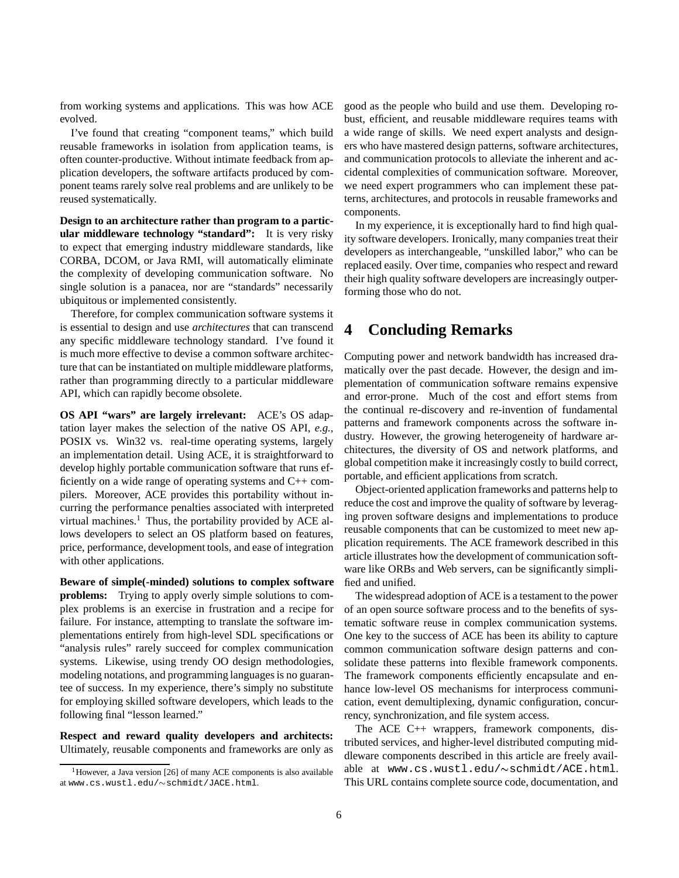from working systems and applications. This was how ACE evolved.

I've found that creating "component teams," which build reusable frameworks in isolation from application teams, is often counter-productive. Without intimate feedback from application developers, the software artifacts produced by component teams rarely solve real problems and are unlikely to be reused systematically.

**Design to an architecture rather than program to a particular middleware technology "standard":** It is very risky to expect that emerging industry middleware standards, like CORBA, DCOM, or Java RMI, will automatically eliminate the complexity of developing communication software. No single solution is a panacea, nor are "standards" necessarily ubiquitous or implemented consistently.

Therefore, for complex communication software systems it is essential to design and use *architectures* that can transcend any specific middleware technology standard. I've found it is much more effective to devise a common software architecture that can be instantiated on multiple middleware platforms, rather than programming directly to a particular middleware API, which can rapidly become obsolete.

**OS API "wars" are largely irrelevant:** ACE's OS adaptation layer makes the selection of the native OS API, *e.g.*, POSIX vs. Win32 vs. real-time operating systems, largely an implementation detail. Using ACE, it is straightforward to develop highly portable communication software that runs efficiently on a wide range of operating systems and C++ compilers. Moreover, ACE provides this portability without incurring the performance penalties associated with interpreted virtual machines.[1] Thus, the portability provided by ACE allows developers to select an OS platform based on features, price, performance, development tools, and ease of integration with other applications.

**Beware of simple(-minded) solutions to complex software problems:** Trying to apply overly simple solutions to complex problems is an exercise in frustration and a recipe for failure. For instance, attempting to translate the software implementations entirely from high-level SDL specifications or "analysis rules" rarely succeed for complex communication systems. Likewise, using trendy OO design methodologies, modeling notations, and programming languages is no guarantee of success. In my experience, there's simply no substitute for employing skilled software developers, which leads to the following final "lesson learned."

**Respect and reward quality developers and architects:** Ultimately, reusable components and frameworks are only as good as the people who build and use them. Developing robust, efficient, and reusable middleware requires teams with a wide range of skills. We need expert analysts and designers who have mastered design patterns, software architectures, and communication protocols to alleviate the inherent and accidental complexities of communication software. Moreover, we need expert programmers who can implement these patterns, architectures, and protocols in reusable frameworks and components.

In my experience, it is exceptionally hard to find high quality software developers. Ironically, many companies treat their developers as interchangeable, "unskilled labor," who can be replaced easily. Over time, companies who respect and reward their high quality software developers are increasingly outperforming those who do not.

# 4 Concluding Remarks

Computing power and network bandwidth has increased dramatically over the past decade. However, the design and implementation of communication software remains expensive and error-prone. Much of the cost and effort stems from the continual re-discovery and re-invention of fundamental patterns and framework components across the software industry. However, the growing heterogeneity of hardware architectures, the diversity of OS and network platforms, and global competition make it increasingly costly to build correct, portable, and efficient applications from scratch.

Object-oriented application frameworks and patterns help to reduce the cost and improve the quality of software by leveraging proven software designs and implementations to produce reusable components that can be customized to meet new application requirements. The ACE framework described in this article illustrates how the development of communication software like ORBs and Web servers, can be significantly simplified and unified.

The widespread adoption of ACE is a testament to the power of an open source software process and to the benefits of systematic software reuse in complex communication systems. One key to the success of ACE has been its ability to capture common communication software design patterns and consolidate these patterns into flexible framework components. The framework components efficiently encapsulate and enhance low-level OS mechanisms for interprocess communication, event demultiplexing, dynamic configuration, concurrency, synchronization, and file system access.

The ACE C++ wrappers, framework components, distributed services, and higher-level distributed computing middleware components described in this article are freely available at `www.cs.wustl.edu/~schmidt/ACE.html`. This URL contains complete source code, documentation, and

[1] However, a Java version [26] of many ACE components is also available at `www.cs.wustl.edu/~schmidt/JACE.html`.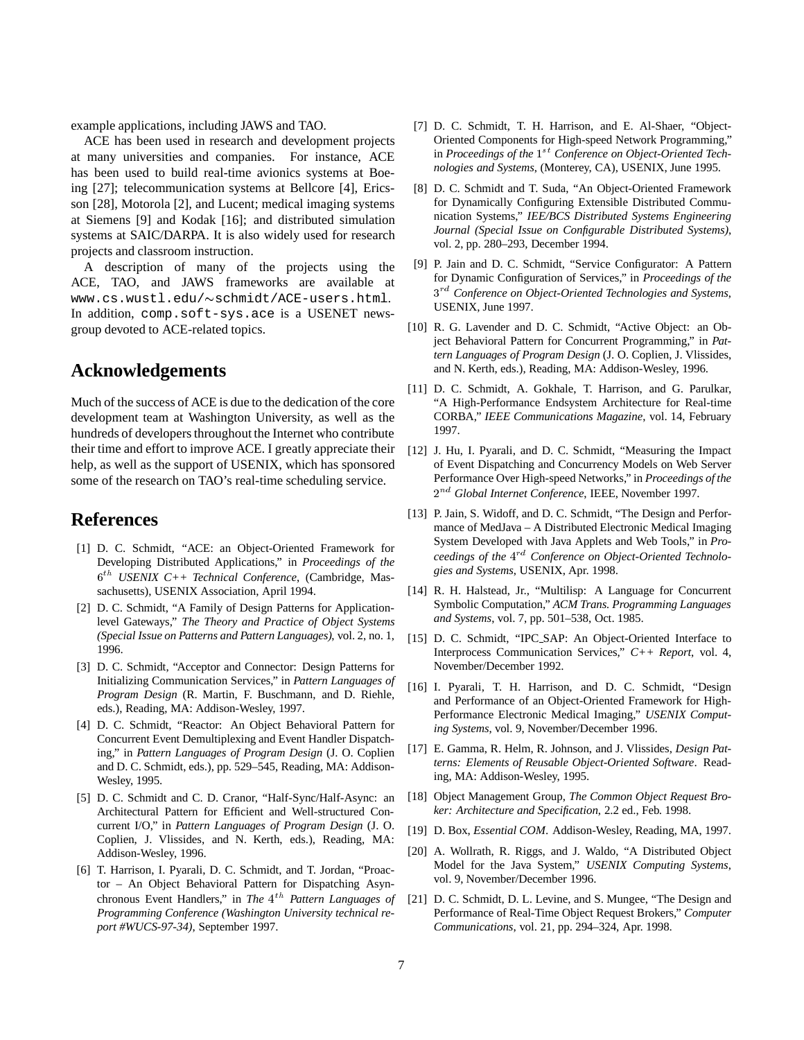example applications, including JAWS and TAO.

ACE has been used in research and development projects at many universities and companies. For instance, ACE has been used to build real-time avionics systems at Boeing [27]; telecommunication systems at Bellcore [4], Ericsson [28], Motorola [2], and Lucent; medical imaging systems at Siemens [9] and Kodak [16]; and distributed simulation systems at SAIC/DARPA. It is also widely used for research projects and classroom instruction.

A description of many of the projects using the ACE, TAO, and JAWS frameworks are available at `www.cs.wustl.edu/~schmidt/ACE-users.html`. In addition, `comp.soft-sys.ace` is a USENET newsgroup devoted to ACE-related topics.

## Acknowledgements

Much of the success of ACE is due to the dedication of the core development team at Washington University, as well as the hundreds of developers throughout the Internet who contribute their time and effort to improve ACE. I greatly appreciate their help, as well as the support of USENIX, which has sponsored some of the research on TAO's real-time scheduling service.

## References

[1] D. C. Schmidt, "ACE: an Object-Oriented Framework for Developing Distributed Applications," in *Proceedings of the $6^{th}$ USENIX C++ Technical Conference*, (Cambridge, Massachusetts), USENIX Association, April 1994.

[2] D. C. Schmidt, "A Family of Design Patterns for Application-level Gateways," *The Theory and Practice of Object Systems (Special Issue on Patterns and Pattern Languages)*, vol. 2, no. 1, 1996.

[3] D. C. Schmidt, "Acceptor and Connector: Design Patterns for Initializing Communication Services," in *Pattern Languages of Program Design* (R. Martin, F. Buschmann, and D. Riehle, eds.), Reading, MA: Addison-Wesley, 1997.

[4] D. C. Schmidt, "Reactor: An Object Behavioral Pattern for Concurrent Event Demultiplexing and Event Handler Dispatching," in *Pattern Languages of Program Design* (J. O. Coplien and D. C. Schmidt, eds.), pp. 529–545, Reading, MA: Addison-Wesley, 1995.

[5] D. C. Schmidt and C. D. Cranor, "Half-Sync/Half-Async: an Architectural Pattern for Efficient and Well-structured Concurrent I/O," in *Pattern Languages of Program Design* (J. O. Coplien, J. Vlissides, and N. Kerth, eds.), Reading, MA: Addison-Wesley, 1996.

[6] T. Harrison, I. Pyarali, D. C. Schmidt, and T. Jordan, "Proactor – An Object Behavioral Pattern for Dispatching Asynchronous Event Handlers," in *The $4^{th}$ Pattern Languages of Programming Conference (Washington University technical report #WUCS-97-34)*, September 1997.

[7] D. C. Schmidt, T. H. Harrison, and E. Al-Shaer, "Object-Oriented Components for High-speed Network Programming," in *Proceedings of the $1^{st}$ Conference on Object-Oriented Technologies and Systems*, (Monterey, CA), USENIX, June 1995.

[8] D. C. Schmidt and T. Suda, "An Object-Oriented Framework for Dynamically Configuring Extensible Distributed Communication Systems," *IEE/BCS Distributed Systems Engineering Journal (Special Issue on Configurable Distributed Systems)*, vol. 2, pp. 280–293, December 1994.

[9] P. Jain and D. C. Schmidt, "Service Configurator: A Pattern for Dynamic Configuration of Services," in *Proceedings of the $3^{rd}$ Conference on Object-Oriented Technologies and Systems*, USENIX, June 1997.

[10] R. G. Lavender and D. C. Schmidt, "Active Object: an Object Behavioral Pattern for Concurrent Programming," in *Pattern Languages of Program Design* (J. O. Coplien, J. Vlissides, and N. Kerth, eds.), Reading, MA: Addison-Wesley, 1996.

[11] D. C. Schmidt, A. Gokhale, T. Harrison, and G. Parulkar, "A High-Performance Endsystem Architecture for Real-time CORBA," *IEEE Communications Magazine*, vol. 14, February 1997.

[12] J. Hu, I. Pyarali, and D. C. Schmidt, "Measuring the Impact of Event Dispatching and Concurrency Models on Web Server Performance Over High-speed Networks," in *Proceedings of the $2^{nd}$ Global Internet Conference*, IEEE, November 1997.

[13] P. Jain, S. Widoff, and D. C. Schmidt, "The Design and Performance of MedJava – A Distributed Electronic Medical Imaging System Developed with Java Applets and Web Tools," in *Proceedings of the $4^{rd}$ Conference on Object-Oriented Technologies and Systems*, USENIX, Apr. 1998.

[14] R. H. Halstead, Jr., "Multilisp: A Language for Concurrent Symbolic Computation," *ACM Trans. Programming Languages and Systems*, vol. 7, pp. 501–538, Oct. 1985.

[15] D. C. Schmidt, "IPC_SAP: An Object-Oriented Interface to Interprocess Communication Services," *C++ Report*, vol. 4, November/December 1992.

[16] I. Pyarali, T. H. Harrison, and D. C. Schmidt, "Design and Performance of an Object-Oriented Framework for High-Performance Electronic Medical Imaging," *USENIX Computing Systems*, vol. 9, November/December 1996.

[17] E. Gamma, R. Helm, R. Johnson, and J. Vlissides, *Design Patterns: Elements of Reusable Object-Oriented Software*. Reading, MA: Addison-Wesley, 1995.

[18] Object Management Group, *The Common Object Request Broker: Architecture and Specification*, 2.2 ed., Feb. 1998.

[19] D. Box, *Essential COM*. Addison-Wesley, Reading, MA, 1997.

[20] A. Wollrath, R. Riggs, and J. Waldo, "A Distributed Object Model for the Java System," *USENIX Computing Systems*, vol. 9, November/December 1996.

[21] D. C. Schmidt, D. L. Levine, and S. Mungee, "The Design and Performance of Real-Time Object Request Brokers," *Computer Communications*, vol. 21, pp. 294–324, Apr. 1998.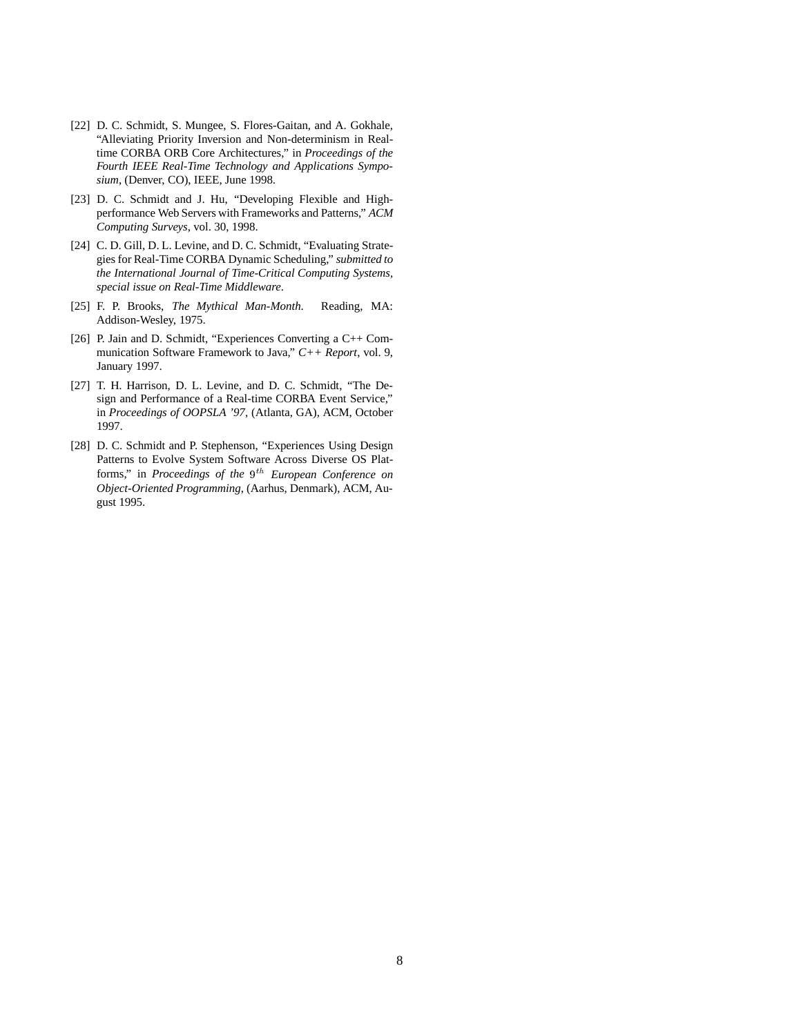[22] D. C. Schmidt, S. Mungee, S. Flores-Gaitan, and A. Gokhale, "Alleviating Priority Inversion and Non-determinism in Real-time CORBA ORB Core Architectures," in *Proceedings of the Fourth IEEE Real-Time Technology and Applications Symposium*, (Denver, CO), IEEE, June 1998.

[23] D. C. Schmidt and J. Hu, "Developing Flexible and High-performance Web Servers with Frameworks and Patterns," *ACM Computing Surveys*, vol. 30, 1998.

[24] C. D. Gill, D. L. Levine, and D. C. Schmidt, "Evaluating Strategies for Real-Time CORBA Dynamic Scheduling," *submitted to the International Journal of Time-Critical Computing Systems, special issue on Real-Time Middleware*.

[25] F. P. Brooks, *The Mythical Man-Month*. Reading, MA: Addison-Wesley, 1975.

[26] P. Jain and D. Schmidt, "Experiences Converting a C++ Communication Software Framework to Java," *C++ Report*, vol. 9, January 1997.

[27] T. H. Harrison, D. L. Levine, and D. C. Schmidt, "The Design and Performance of a Real-time CORBA Event Service," in *Proceedings of OOPSLA '97*, (Atlanta, GA), ACM, October 1997.

[28] D. C. Schmidt and P. Stephenson, "Experiences Using Design Patterns to Evolve System Software Across Diverse OS Platforms," in *Proceedings of the* $9^{th}$ *European Conference on Object-Oriented Programming*, (Aarhus, Denmark), ACM, August 1995.